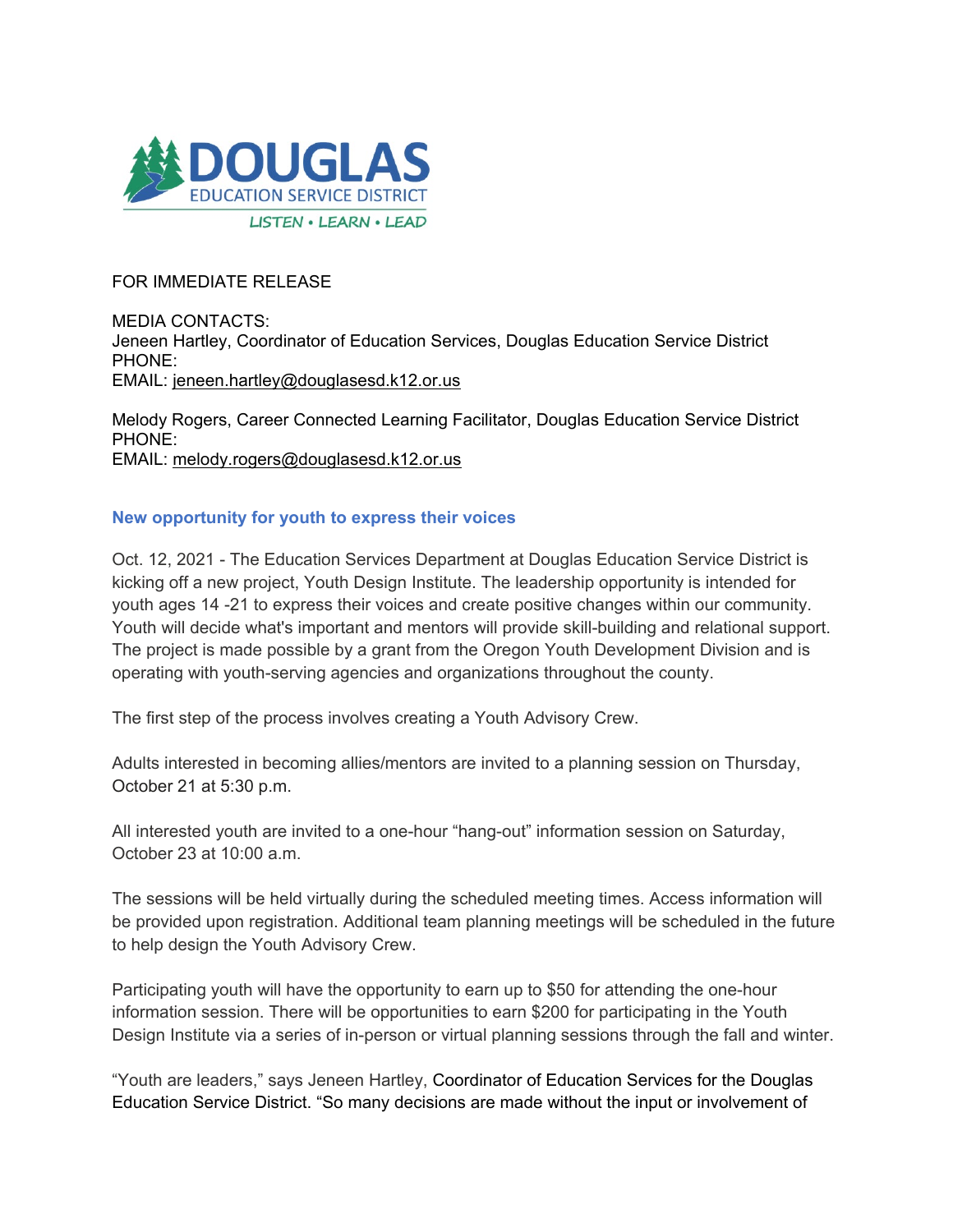DOUGLAS
EDUCATION SERVICE DISTRICT
LISTEN • LEARN • LEAD

FOR IMMEDIATE RELEASE

MEDIA CONTACTS:
Jeneen Hartley, Coordinator of Education Services, Douglas Education Service District
PHONE:
EMAIL: jeneen.hartley@douglasesd.k12.or.us

Melody Rogers, Career Connected Learning Facilitator, Douglas Education Service District
PHONE:
EMAIL: melody.rogers@douglasesd.k12.or.us

## New opportunity for youth to express their voices

Oct. 12, 2021 - The Education Services Department at Douglas Education Service District is kicking off a new project, Youth Design Institute. The leadership opportunity is intended for youth ages 14 -21 to express their voices and create positive changes within our community. Youth will decide what's important and mentors will provide skill-building and relational support. The project is made possible by a grant from the Oregon Youth Development Division and is operating with youth-serving agencies and organizations throughout the county.

The first step of the process involves creating a Youth Advisory Crew.

Adults interested in becoming allies/mentors are invited to a planning session on Thursday, October 21 at 5:30 p.m.

All interested youth are invited to a one-hour "hang-out" information session on Saturday, October 23 at 10:00 a.m.

The sessions will be held virtually during the scheduled meeting times. Access information will be provided upon registration. Additional team planning meetings will be scheduled in the future to help design the Youth Advisory Crew.

Participating youth will have the opportunity to earn up to $50 for attending the one-hour information session. There will be opportunities to earn $200 for participating in the Youth Design Institute via a series of in-person or virtual planning sessions through the fall and winter.

"Youth are leaders," says Jeneen Hartley, Coordinator of Education Services for the Douglas Education Service District. "So many decisions are made without the input or involvement of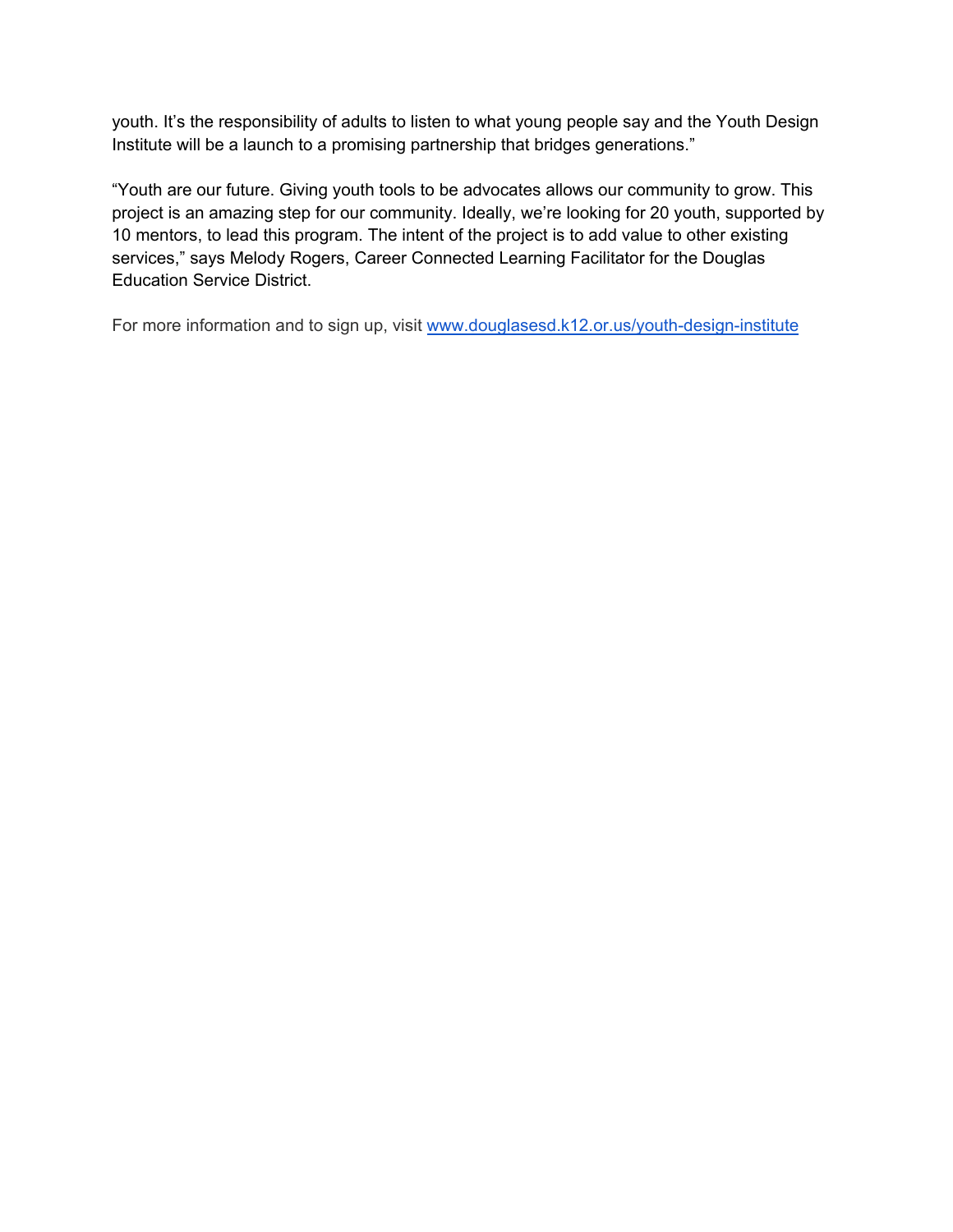youth. It's the responsibility of adults to listen to what young people say and the Youth Design Institute will be a launch to a promising partnership that bridges generations."

"Youth are our future. Giving youth tools to be advocates allows our community to grow. This project is an amazing step for our community. Ideally, we're looking for 20 youth, supported by 10 mentors, to lead this program. The intent of the project is to add value to other existing services," says Melody Rogers, Career Connected Learning Facilitator for the Douglas Education Service District.

For more information and to sign up, visit [www.douglasesd.k12.or.us/youth-design-institute](www.douglasesd.k12.or.us/youth-design-institute)